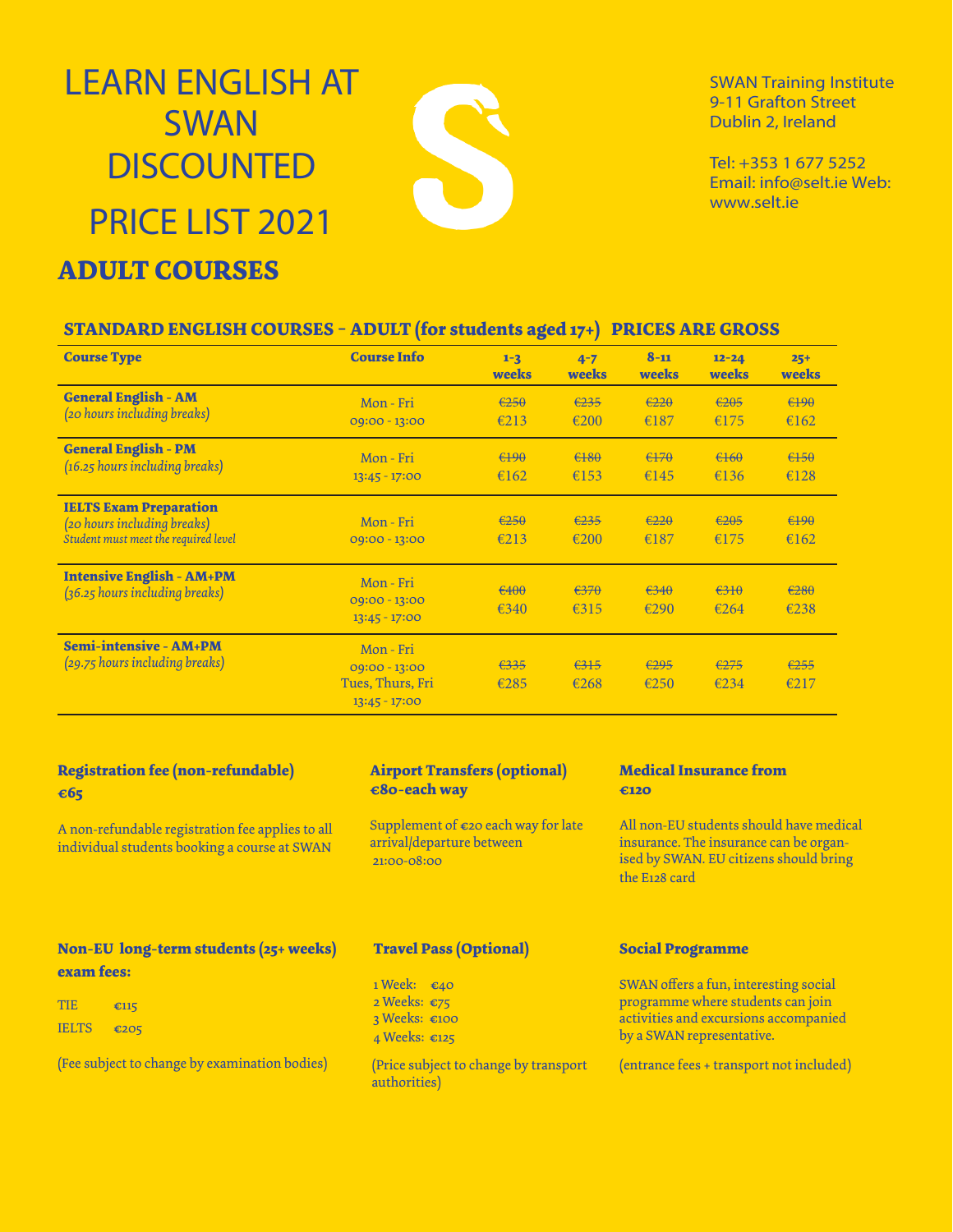# LEARN ENGLISH AT SWAN DISCOUNTED PRICE LIST 2021

SWAN Training Institute
9-11 Grafton Street
Dublin 2, Ireland

Tel: +353 1 677 5252
Email: info@selt.ie Web: www.selt.ie

## ADULT COURSES

### STANDARD ENGLISH COURSES - ADULT (for students aged 17+) PRICES ARE GROSS

| Course Type | Course Info | 1-3 weeks | 4-7 weeks | 8-11 weeks | 12-24 weeks | 25+ weeks |
|---|---|---|---|---|---|---|
| **General English - AM** *(20 hours including breaks)* | Mon - Fri 09:00 - 13:00 | ~~€250~~ €213 | ~~€235~~ €200 | ~~€220~~ €187 | ~~€205~~ €175 | ~~€190~~ €162 |
| **General English - PM** *(16.25 hours including breaks)* | Mon - Fri 13:45 - 17:00 | ~~€190~~ €162 | ~~€180~~ €153 | ~~€170~~ €145 | ~~€160~~ €136 | ~~€150~~ €128 |
| **IELTS Exam Preparation** *(20 hours including breaks)* *Student must meet the required level* | Mon - Fri 09:00 - 13:00 | ~~€250~~ €213 | ~~€235~~ €200 | ~~€220~~ €187 | ~~€205~~ €175 | ~~€190~~ €162 |
| **Intensive English - AM+PM** *(36.25 hours including breaks)* | Mon - Fri 09:00 - 13:00 13:45 - 17:00 | ~~€400~~ €340 | ~~€370~~ €315 | ~~€340~~ €290 | ~~€310~~ €264 | ~~€280~~ €238 |
| **Semi-intensive - AM+PM** *(29.75 hours including breaks)* | Mon - Fri 09:00 - 13:00 Tues, Thurs, Fri 13:45 - 17:00 | ~~€335~~ €285 | ~~€315~~ €268 | ~~€295~~ €250 | ~~€275~~ €234 | ~~€255~~ €217 |

**Registration fee (non-refundable)**
**€65**

A non-refundable registration fee applies to all individual students booking a course at SWAN

**Airport Transfers (optional)**
**€80-each way**

Supplement of €20 each way for late arrival/departure between 21:00-08:00

**Medical Insurance from**
**€120**

All non-EU students should have medical insurance. The insurance can be organised by SWAN. EU citizens should bring the E128 card

**Non-EU long-term students (25+ weeks) exam fees:**

TIE €115
IELTS €205

(Fee subject to change by examination bodies)

**Travel Pass (Optional)**

1 Week: €40
2 Weeks: €75
3 Weeks: €100
4 Weeks: €125

(Price subject to change by transport authorities)

**Social Programme**

SWAN offers a fun, interesting social programme where students can join activities and excursions accompanied by a SWAN representative.

(entrance fees + transport not included)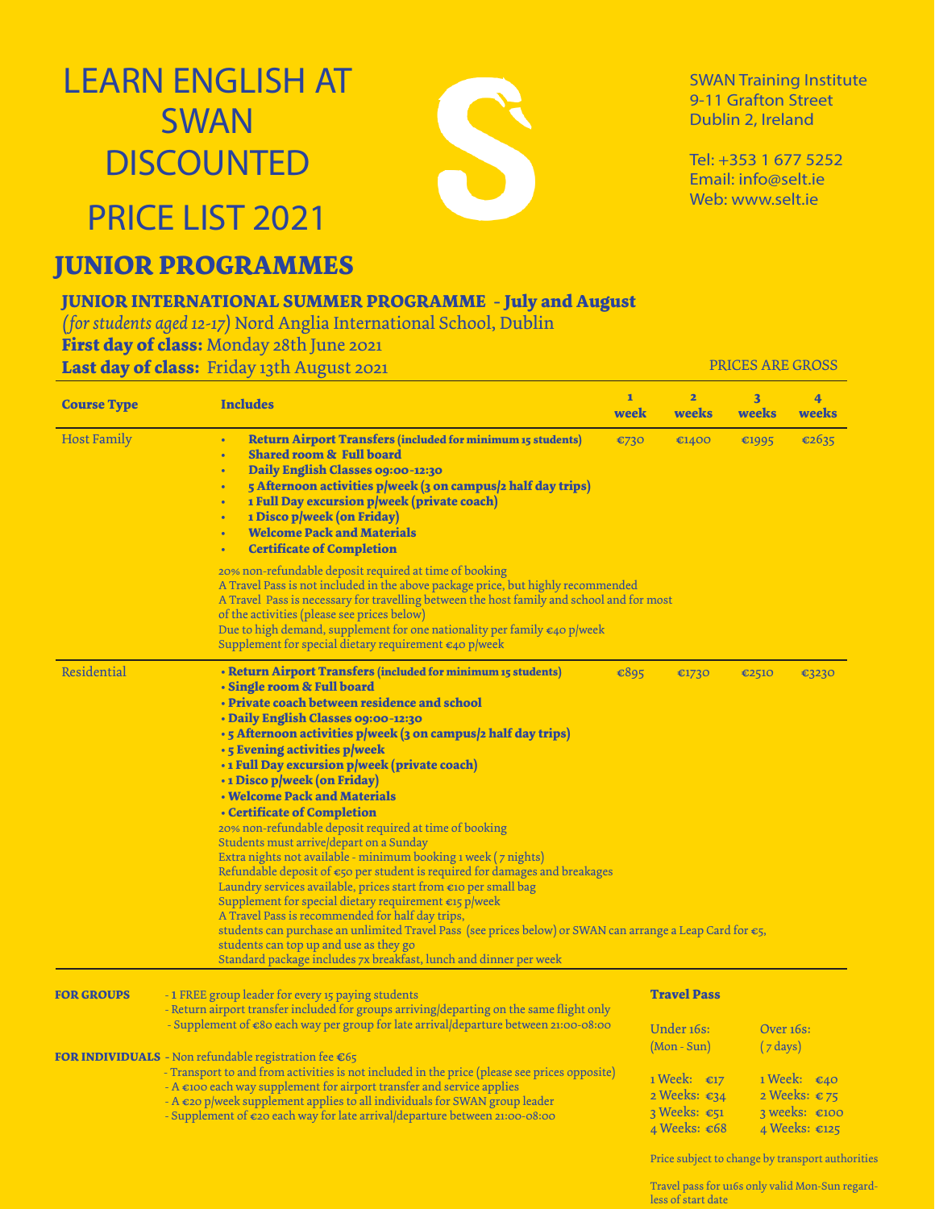# LEARN ENGLISH AT SWAN DISCOUNTED PRICE LIST 2021

SWAN Training Institute
9-11 Grafton Street
Dublin 2, Ireland

Tel: +353 1 677 5252
Email: info@selt.ie
Web: www.selt.ie

## JUNIOR PROGRAMMES

### JUNIOR INTERNATIONAL SUMMER PROGRAMME - July and August

*(for students aged 12-17)* Nord Anglia International School, Dublin

**First day of class:** Monday 28th June 2021

**Last day of class:** Friday 13th August 2021

PRICES ARE GROSS

| Course Type | Includes | 1 week | 2 weeks | 3 weeks | 4 weeks |
|---|---|---|---|---|---|
| Host Family | • **Return Airport Transfers (included for minimum 15 students)**<br>• **Shared room & Full board**<br>• **Daily English Classes 09:00-12:30**<br>• **5 Afternoon activities p/week (3 on campus/2 half day trips)**<br>• **1 Full Day excursion p/week (private coach)**<br>• **1 Disco p/week (on Friday)**<br>• **Welcome Pack and Materials**<br>• **Certificate of Completion**<br>20% non-refundable deposit required at time of booking<br>A Travel Pass is not included in the above package price, but highly recommended<br>A Travel Pass is necessary for travelling between the host family and school and for most of the activities (please see prices below)<br>Due to high demand, supplement for one nationality per family €40 p/week<br>Supplement for special dietary requirement €40 p/week | €730 | €1400 | €1995 | €2635 |
| Residential | • **Return Airport Transfers (included for minimum 15 students)**<br>• **Single room & Full board**<br>• **Private coach between residence and school**<br>• **Daily English Classes 09:00-12:30**<br>• **5 Afternoon activities p/week (3 on campus/2 half day trips)**<br>• **5 Evening activities p/week**<br>• **1 Full Day excursion p/week (private coach)**<br>• **1 Disco p/week (on Friday)**<br>• **Welcome Pack and Materials**<br>• **Certificate of Completion**<br>20% non-refundable deposit required at time of booking<br>Students must arrive/depart on a Sunday<br>Extra nights not available - minimum booking 1 week (7 nights)<br>Refundable deposit of €50 per student is required for damages and breakages<br>Laundry services available, prices start from €10 per small bag<br>Supplement for special dietary requirement €15 p/week<br>A Travel Pass is recommended for half day trips, students can purchase an unlimited Travel Pass (see prices below) or SWAN can arrange a Leap Card for €5, students can top up and use as they go<br>Standard package includes 7x breakfast, lunch and dinner per week | €895 | €1730 | €2510 | €3230 |

**FOR GROUPS**
- 1 FREE group leader for every 15 paying students
- Return airport transfer included for groups arriving/departing on the same flight only
- Supplement of €80 each way per group for late arrival/departure between 21:00-08:00

**FOR INDIVIDUALS**
- Non refundable registration fee €65
- Transport to and from activities is not included in the price (please see prices opposite)
- A €100 each way supplement for airport transfer and service applies
- A €20 p/week supplement applies to all individuals for SWAN group leader
- Supplement of €20 each way for late arrival/departure between 21:00-08:00

**Travel Pass**

| Under 16s: (Mon - Sun) | Over 16s: (7 days) |
|---|---|
| 1 Week: €17 | 1 Week: €40 |
| 2 Weeks: €34 | 2 Weeks: € 75 |
| 3 Weeks: €51 | 3 weeks: €100 |
| 4 Weeks: €68 | 4 Weeks: €125 |

Price subject to change by transport authorities

Travel pass for u16s only valid Mon-Sun regardless of start date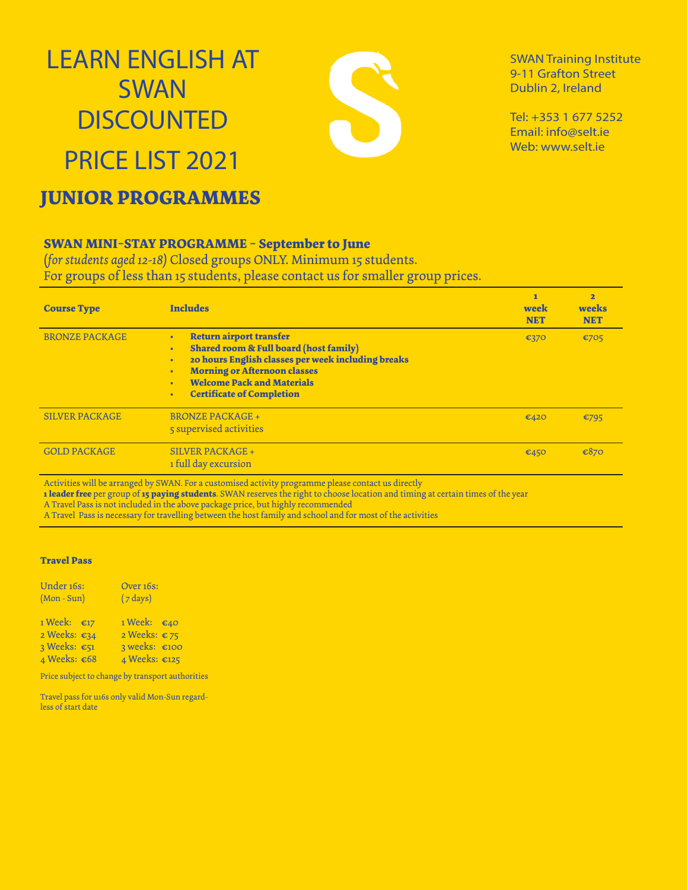# LEARN ENGLISH AT SWAN DISCOUNTED PRICE LIST 2021

SWAN Training Institute
9-11 Grafton Street
Dublin 2, Ireland

Tel: +353 1 677 5252
Email: info@selt.ie
Web: www.selt.ie

## JUNIOR PROGRAMMES

### SWAN MINI-STAY PROGRAMME - September to June

(*for students aged 12-18*) Closed groups ONLY. Minimum 15 students.
For groups of less than 15 students, please contact us for smaller group prices.

| Course Type | Includes | 1 week NET | 2 weeks NET |
|---|---|---|---|
| BRONZE PACKAGE | • **Return airport transfer**<br>• **Shared room & Full board (host family)**<br>• **20 hours English classes per week including breaks**<br>• **Morning or Afternoon classes**<br>• **Welcome Pack and Materials**<br>• **Certificate of Completion** | €370 | €705 |
| SILVER PACKAGE | BRONZE PACKAGE +<br>5 supervised activities | €420 | €795 |
| GOLD PACKAGE | SILVER PACKAGE +<br>1 full day excursion | €450 | €870 |

Activities will be arranged by SWAN. For a customised activity programme please contact us directly
**1 leader free** per group of **15 paying students**. SWAN reserves the right to choose location and timing at certain times of the year
A Travel Pass is not included in the above package price, but highly recommended
A Travel Pass is necessary for travelling between the host family and school and for most of the activities

**Travel Pass**

| Under 16s: (Mon - Sun) | Over 16s: (7 days) |
|---|---|
| 1 Week: €17 | 1 Week: €40 |
| 2 Weeks: €34 | 2 Weeks: € 75 |
| 3 Weeks: €51 | 3 weeks: €100 |
| 4 Weeks: €68 | 4 Weeks: €125 |

Price subject to change by transport authorities

Travel pass for u16s only valid Mon-Sun regardless of start date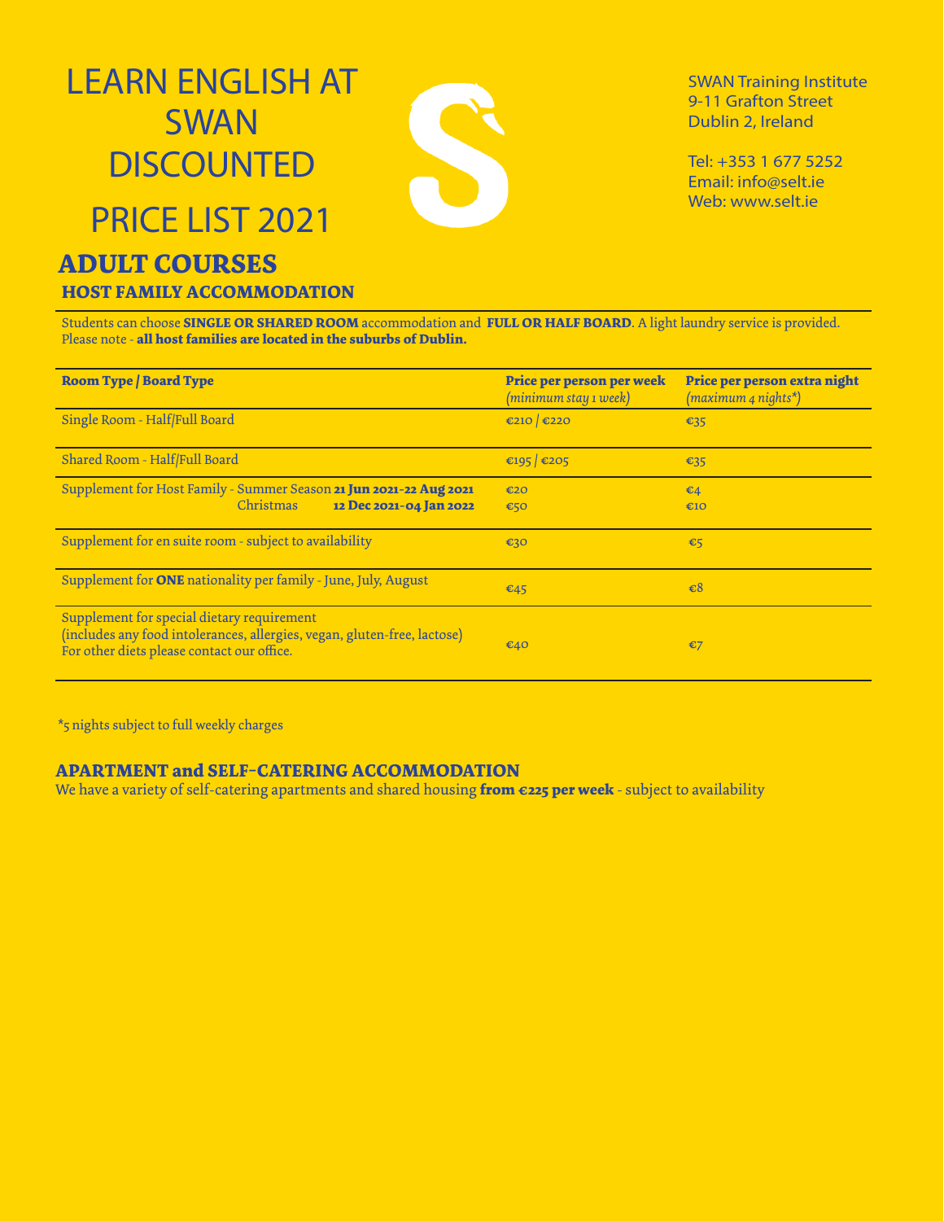# LEARN ENGLISH AT SWAN DISCOUNTED

# PRICE LIST 2021

SWAN Training Institute
9-11 Grafton Street
Dublin 2, Ireland

Tel: +353 1 677 5252
Email: info@selt.ie
Web: www.selt.ie

## ADULT COURSES

### HOST FAMILY ACCOMMODATION

Students can choose **SINGLE OR SHARED ROOM** accommodation and **FULL OR HALF BOARD**. A light laundry service is provided. Please note - **all host families are located in the suburbs of Dublin.**

| Room Type / Board Type | Price per person per week *(minimum stay 1 week)* | Price per person extra night *(maximum 4 nights\*)* |
|---|---|---|
| Single Room - Half/Full Board | €210 / €220 | €35 |
| Shared Room - Half/Full Board | €195 / €205 | €35 |
| Supplement for Host Family - Summer Season **21 Jun 2021-22 Aug 2021** | €20 | €4 |
| Christmas **12 Dec 2021-04 Jan 2022** | €50 | €10 |
| Supplement for en suite room - subject to availability | €30 | €5 |
| Supplement for **ONE** nationality per family - June, July, August | €45 | €8 |
| Supplement for special dietary requirement (includes any food intolerances, allergies, vegan, gluten-free, lactose) For other diets please contact our office. | €40 | €7 |

*5 nights subject to full weekly charges

### APARTMENT and SELF-CATERING ACCOMMODATION

We have a variety of self-catering apartments and shared housing **from €225 per week** - subject to availability